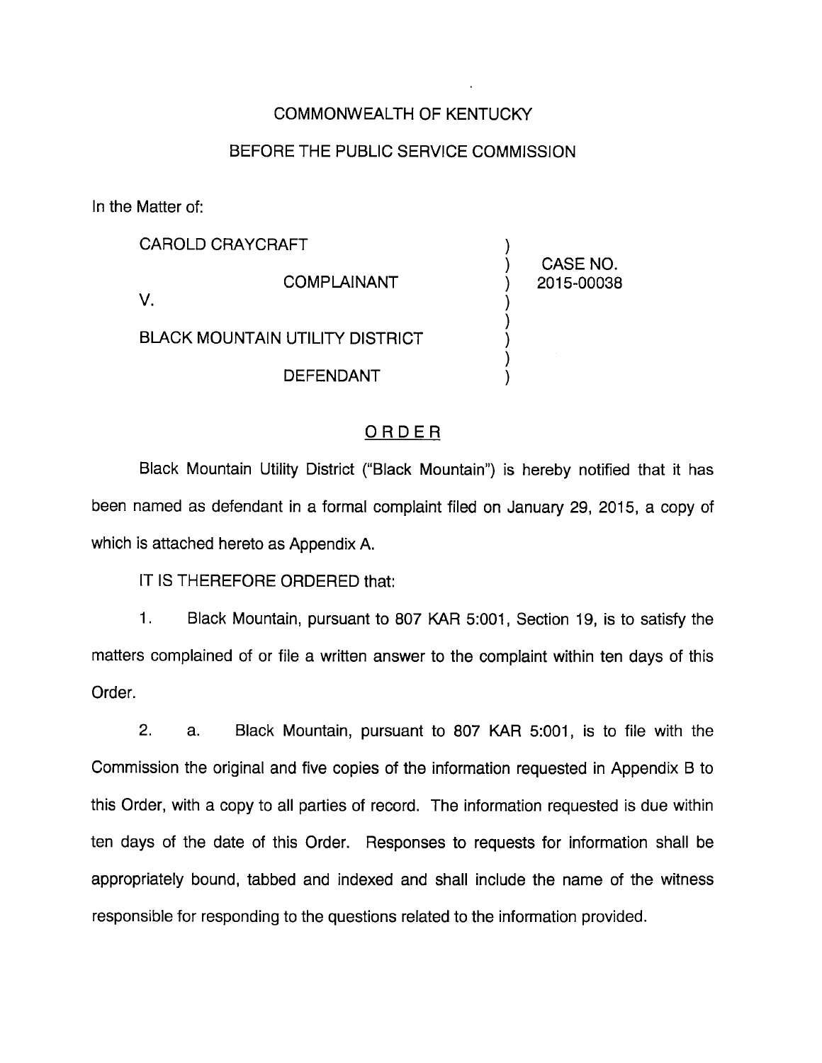COMMONWEALTH OF KENTUCKY

BEFORE THE PUBLIC SERVICE COMMISSION

In the Matter of:

| | | |
|---|---|---|
| CAROLD CRAYCRAFT | ) | |
| COMPLAINANT | ) | CASE NO. |
| V. | ) | 2015-00038 |
| BLACK MOUNTAIN UTILITY DISTRICT | ) | |
| DEFENDANT | ) | |

## ORDER

Black Mountain Utility District ("Black Mountain") is hereby notified that it has been named as defendant in a formal complaint filed on January 29, 2015, a copy of which is attached hereto as Appendix A.

IT IS THEREFORE ORDERED that:

1. Black Mountain, pursuant to 807 KAR 5:001, Section 19, is to satisfy the matters complained of or file a written answer to the complaint within ten days of this Order.

2. a. Black Mountain, pursuant to 807 KAR 5:001, is to file with the Commission the original and five copies of the information requested in Appendix B to this Order, with a copy to all parties of record. The information requested is due within ten days of the date of this Order. Responses to requests for information shall be appropriately bound, tabbed and indexed and shall include the name of the witness responsible for responding to the questions related to the information provided.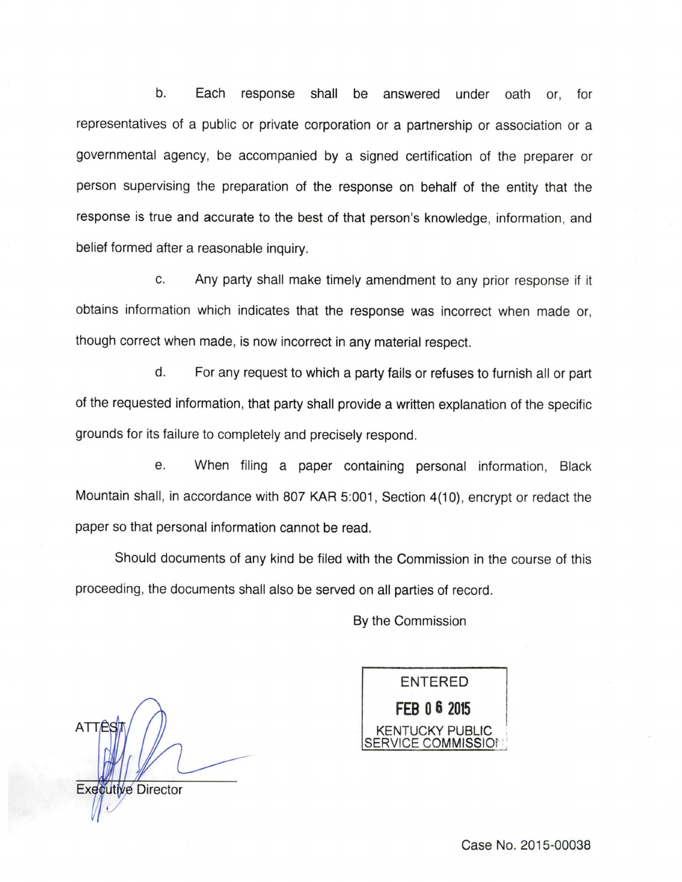b. Each response shall be answered under oath or, for representatives of a public or private corporation or a partnership or association or a governmental agency, be accompanied by a signed certification of the preparer or person supervising the preparation of the response on behalf of the entity that the response is true and accurate to the best of that person's knowledge, information, and belief formed after a reasonable inquiry.

c. Any party shall make timely amendment to any prior response if it obtains information which indicates that the response was incorrect when made or, though correct when made, is now incorrect in any material respect.

d. For any request to which a party fails or refuses to furnish all or part of the requested information, that party shall provide a written explanation of the specific grounds for its failure to completely and precisely respond.

e. When filing a paper containing personal information, Black Mountain shall, in accordance with 807 KAR 5:001, Section 4(10), encrypt or redact the paper so that personal information cannot be read.

Should documents of any kind be filed with the Commission in the course of this proceeding, the documents shall also be served on all parties of record.

By the Commission

ENTERED
FEB 06 2015
KENTUCKY PUBLIC SERVICE COMMISSION

ATTEST:

Executive Director

Case No. 2015-00038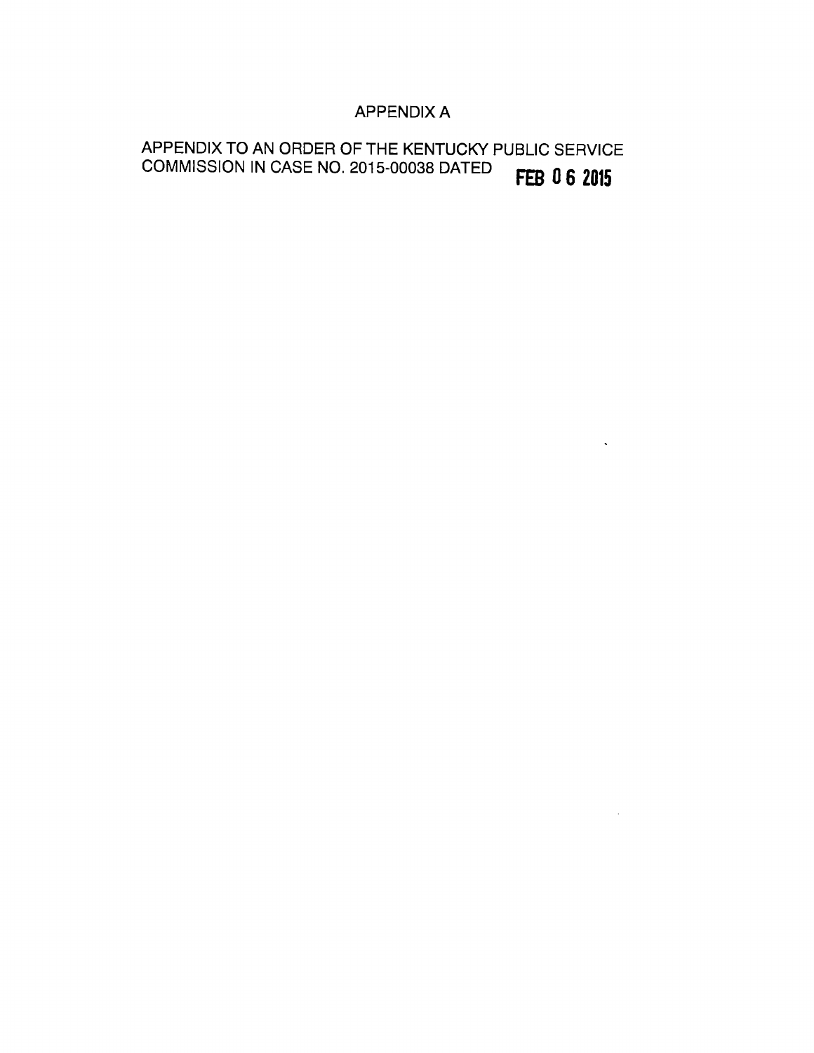# APPENDIX A

APPENDIX TO AN ORDER OF THE KENTUCKY PUBLIC SERVICE COMMISSION IN CASE NO. 2015-00038 DATED **FEB 06 2015**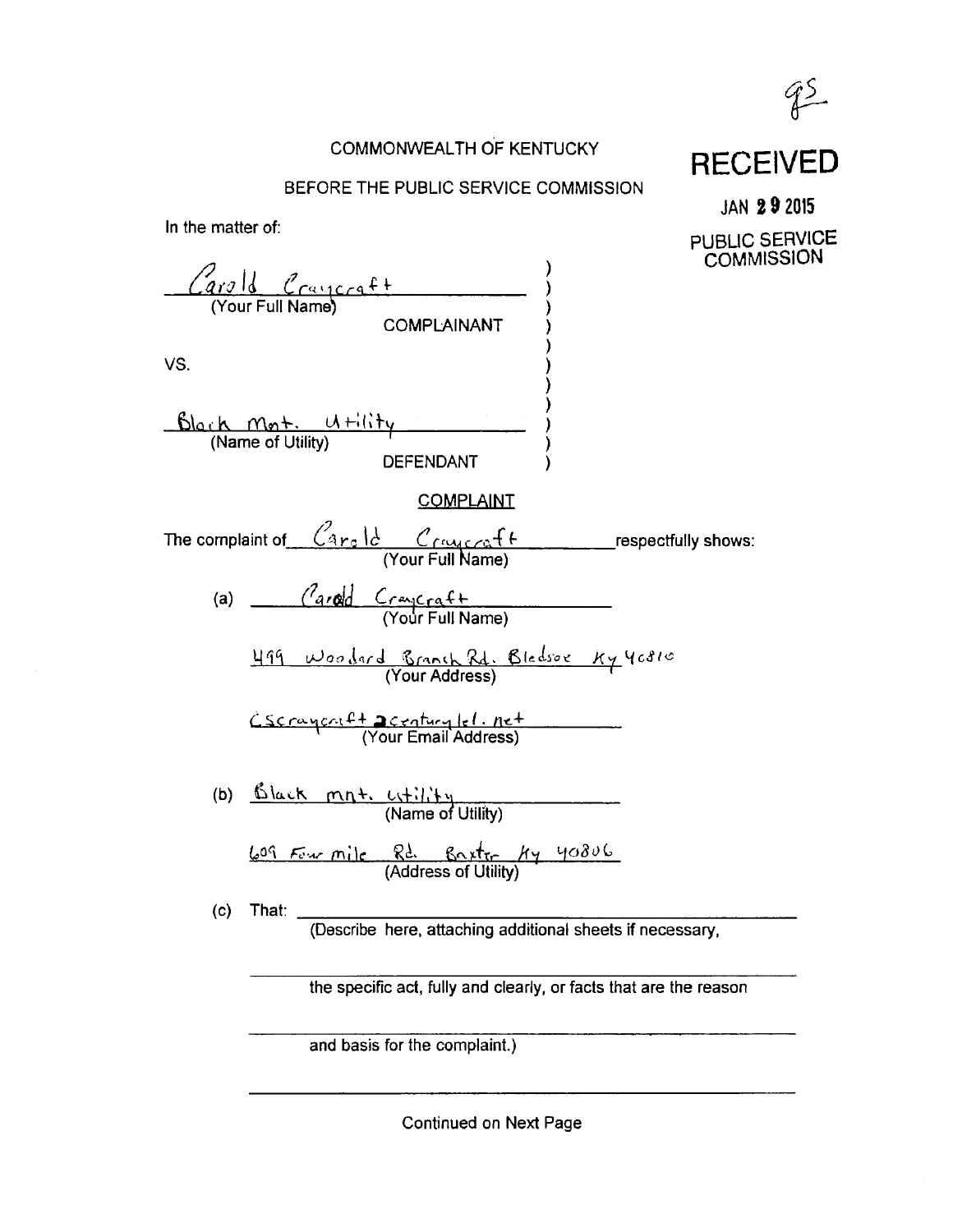95

**RECEIVED**

JAN 29 2015

PUBLIC SERVICE COMMISSION

COMMONWEALTH OF KENTUCKY

BEFORE THE PUBLIC SERVICE COMMISSION

In the matter of:

Carold Craycraft
(Your Full Name)

COMPLAINANT

VS.

Black Mnt. Utility
(Name of Utility)

DEFENDANT

COMPLAINT

The complaint of Carold Craycraft (Your Full Name) respectfully shows:

(a) Carold Craycraft
(Your Full Name)

499 Woodard Branch Rd. Bledsoe Ky 40810
(Your Address)

CScraycraft@centurytel.net
(Your Email Address)

(b) Black mnt. utility
(Name of Utility)

609 Four mile Rd. Baxter Ky 40806
(Address of Utility)

(c) That: ______________________________
(Describe here, attaching additional sheets if necessary,

the specific act, fully and clearly, or facts that are the reason

and basis for the complaint.)

Continued on Next Page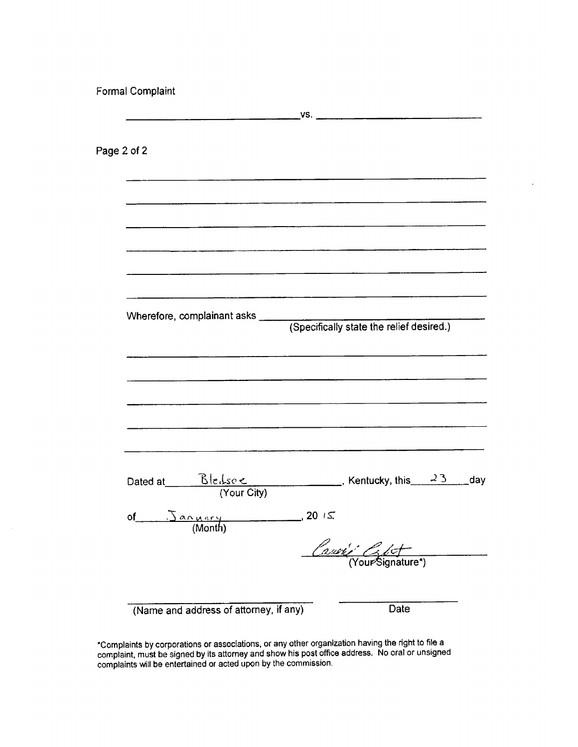Formal Complaint

\_\_\_\_\_\_\_\_\_\_\_\_\_\_\_\_\_\_\_\_\_\_\_\_\_\_\_\_\_\_ vs. \_\_\_\_\_\_\_\_\_\_\_\_\_\_\_\_\_\_\_\_\_\_\_\_\_\_\_\_\_\_

Page 2 of 2

Wherefore, complainant asks \_\_\_\_\_\_\_\_\_\_\_\_\_\_\_\_\_\_\_\_\_\_\_\_\_\_\_\_\_\_
(Specifically state the relief desired.)

Dated at Bledsoe (Your City), Kentucky, this 23 day

of January (Month), 20 15

Carrie Cobt
(Your Signature*)

\_\_\_\_\_\_\_\_\_\_\_\_\_\_\_\_\_\_\_\_\_\_\_\_\_\_\_\_\_\_ \_\_\_\_\_\_\_\_\_\_\_\_\_\_\_\_\_\_\_\_
(Name and address of attorney, if any) Date

*Complaints by corporations or associations, or any other organization having the right to file a complaint, must be signed by its attorney and show his post office address. No oral or unsigned complaints will be entertained or acted upon by the commission.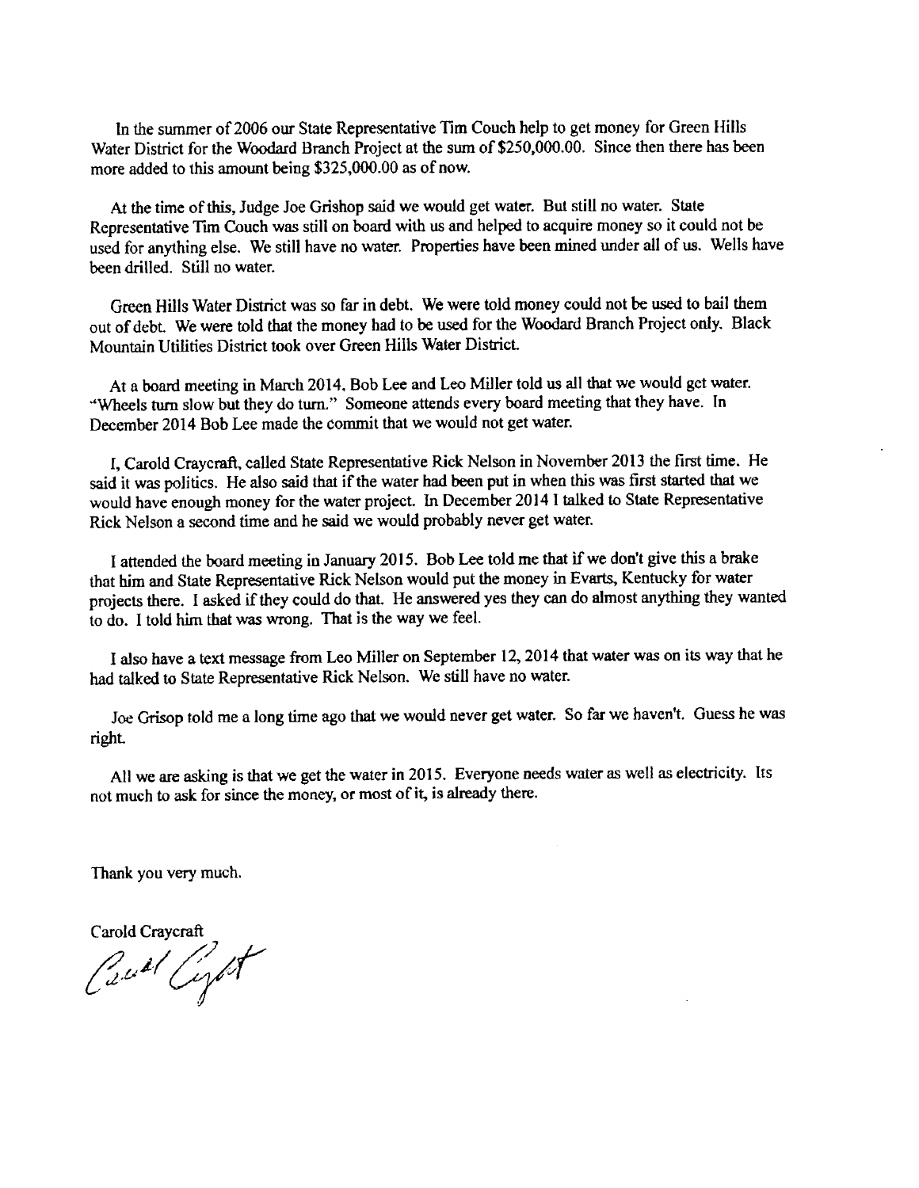In the summer of 2006 our State Representative Tim Couch help to get money for Green Hills Water District for the Woodard Branch Project at the sum of $250,000.00. Since then there has been more added to this amount being $325,000.00 as of now.

At the time of this, Judge Joe Grishop said we would get water. But still no water. State Representative Tim Couch was still on board with us and helped to acquire money so it could not be used for anything else. We still have no water. Properties have been mined under all of us. Wells have been drilled. Still no water.

Green Hills Water District was so far in debt. We were told money could not be used to bail them out of debt. We were told that the money had to be used for the Woodard Branch Project only. Black Mountain Utilities District took over Green Hills Water District.

At a board meeting in March 2014, Bob Lee and Leo Miller told us all that we would get water. "Wheels turn slow but they do turn." Someone attends every board meeting that they have. In December 2014 Bob Lee made the commit that we would not get water.

I, Carold Craycraft, called State Representative Rick Nelson in November 2013 the first time. He said it was politics. He also said that if the water had been put in when this was first started that we would have enough money for the water project. In December 2014 I talked to State Representative Rick Nelson a second time and he said we would probably never get water.

I attended the board meeting in January 2015. Bob Lee told me that if we don't give this a brake that him and State Representative Rick Nelson would put the money in Evarts, Kentucky for water projects there. I asked if they could do that. He answered yes they can do almost anything they wanted to do. I told him that was wrong. That is the way we feel.

I also have a text message from Leo Miller on September 12, 2014 that water was on its way that he had talked to State Representative Rick Nelson. We still have no water.

Joe Grisop told me a long time ago that we would never get water. So far we haven't. Guess he was right.

All we are asking is that we get the water in 2015. Everyone needs water as well as electricity. Its not much to ask for since the money, or most of it, is already there.

Thank you very much.

Carold Craycraft

Carold Craycraft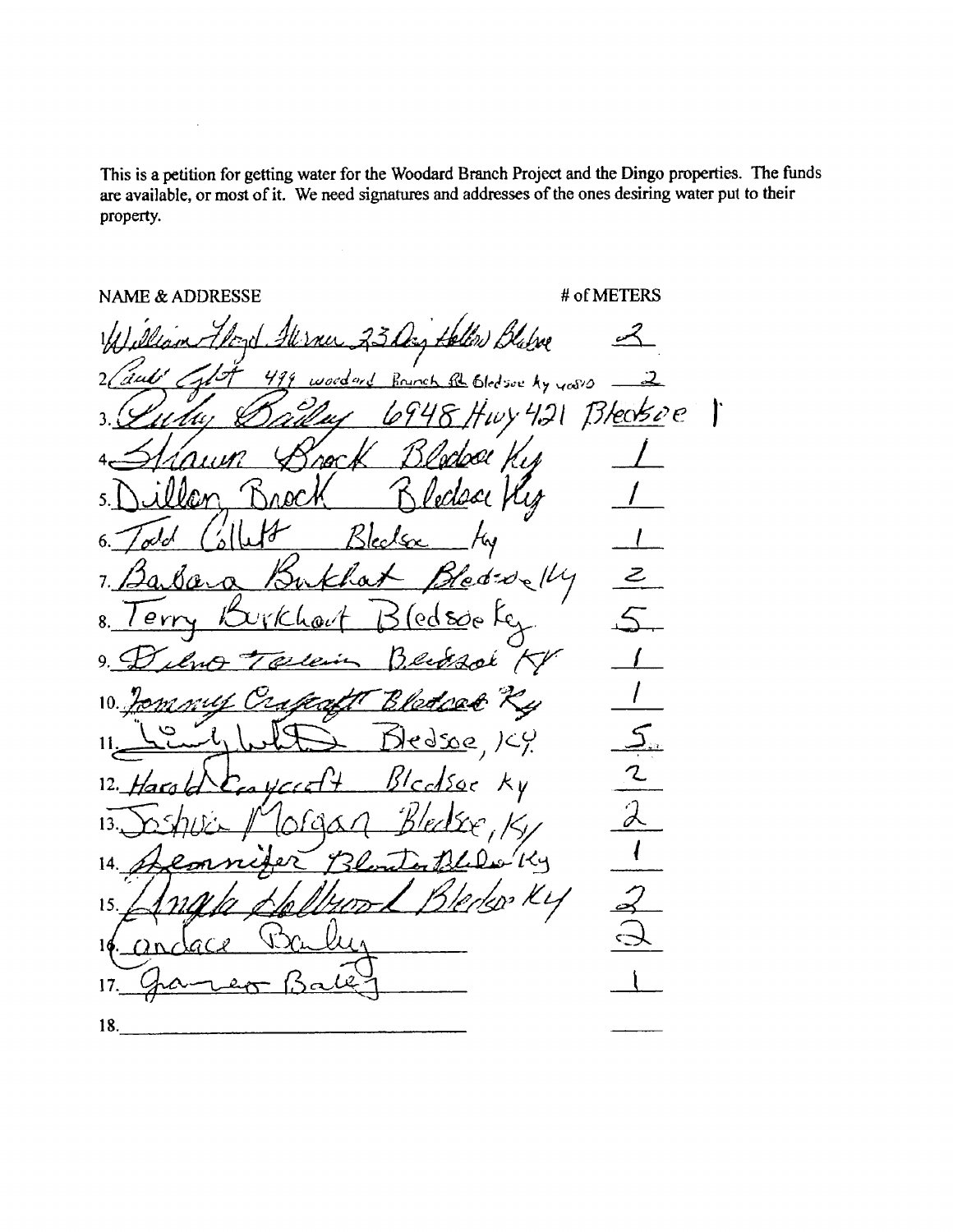This is a petition for getting water for the Woodard Branch Project and the Dingo properties. The funds are available, or most of it. We need signatures and addresses of the ones desiring water put to their property.

| NAME & ADDRESSE | # of METERS |
|---|---|
| 1. William Lloyd Turner 23 Dry Hollow Bledsoe | 2 |
| 2. Cecil Cott 499 Woodard Branch Rd Bledsoe Ky 40810 | 2 |
| 3. Ruby Bailey 6948 Hwy 421 Bledsoe | 1 |
| 4. Shawn Brock Bledsoe Ky | 1 |
| 5. Dillon Brock Bledsoe Ky | 1 |
| 6. Todd Collett Bledsoe Ky | 1 |
| 7. Barbara Burkhart Bledsoe Ky | 2 |
| 8. Terry Burkhart Bledsoe Ky | 5 |
| 9. Delmo Taylor Bledsoe KY | 1 |
| 10. Tommy Craycraft Bledsoe Ky | 1 |
| 11. Lindy White Bledsoe, Ky | 5 |
| 12. Harold Craycraft Bledsoe Ky | 2 |
| 13. Joshua Morgan Bledsoe, Ky | 2 |
| 14. Jennifer Blanton Bledsoe Ky | 1 |
| 15. Angela Holbrook Bledsoe Ky | 2 |
| 16. Candace Bailey | 2 |
| 17. James Bailey | 1 |
| 18. | |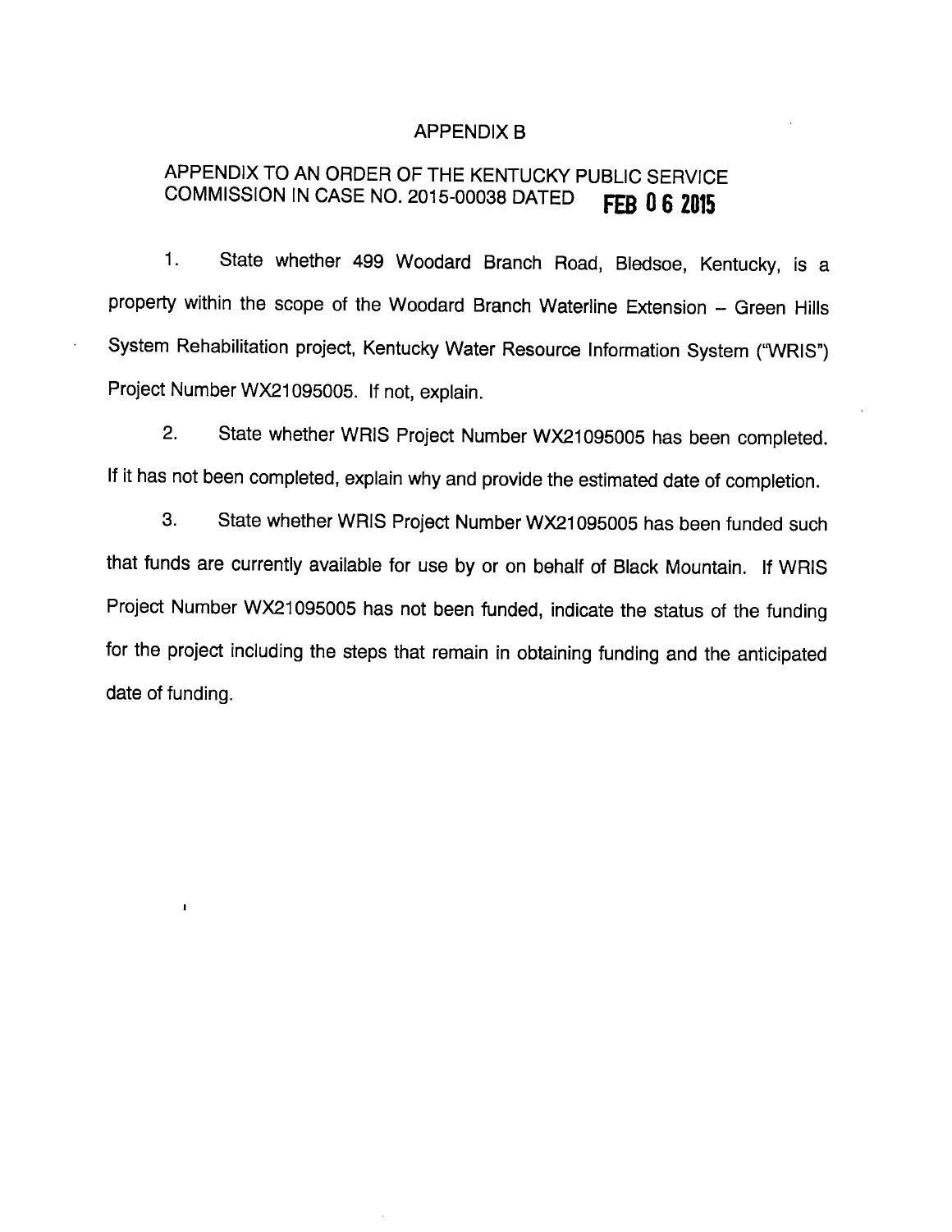# APPENDIX B

## APPENDIX TO AN ORDER OF THE KENTUCKY PUBLIC SERVICE COMMISSION IN CASE NO. 2015-00038 DATED FEB 06 2015

1. State whether 499 Woodard Branch Road, Bledsoe, Kentucky, is a property within the scope of the Woodard Branch Waterline Extension – Green Hills System Rehabilitation project, Kentucky Water Resource Information System ("WRIS") Project Number WX21095005. If not, explain.

2. State whether WRIS Project Number WX21095005 has been completed. If it has not been completed, explain why and provide the estimated date of completion.

3. State whether WRIS Project Number WX21095005 has been funded such that funds are currently available for use by or on behalf of Black Mountain. If WRIS Project Number WX21095005 has not been funded, indicate the status of the funding for the project including the steps that remain in obtaining funding and the anticipated date of funding.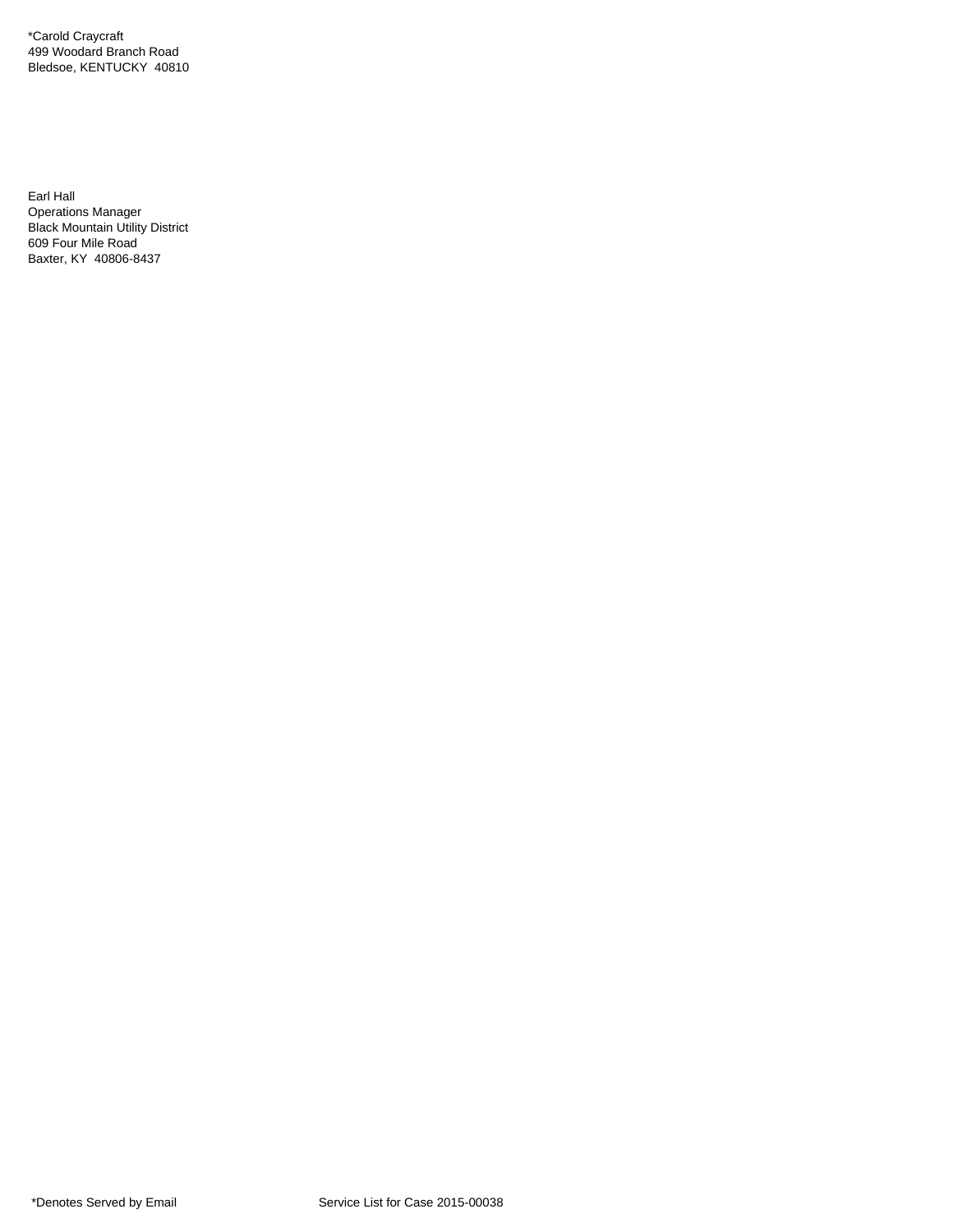*Carold Craycraft
499 Woodard Branch Road
Bledsoe, KENTUCKY 40810

Earl Hall
Operations Manager
Black Mountain Utility District
609 Four Mile Road
Baxter, KY 40806-8437